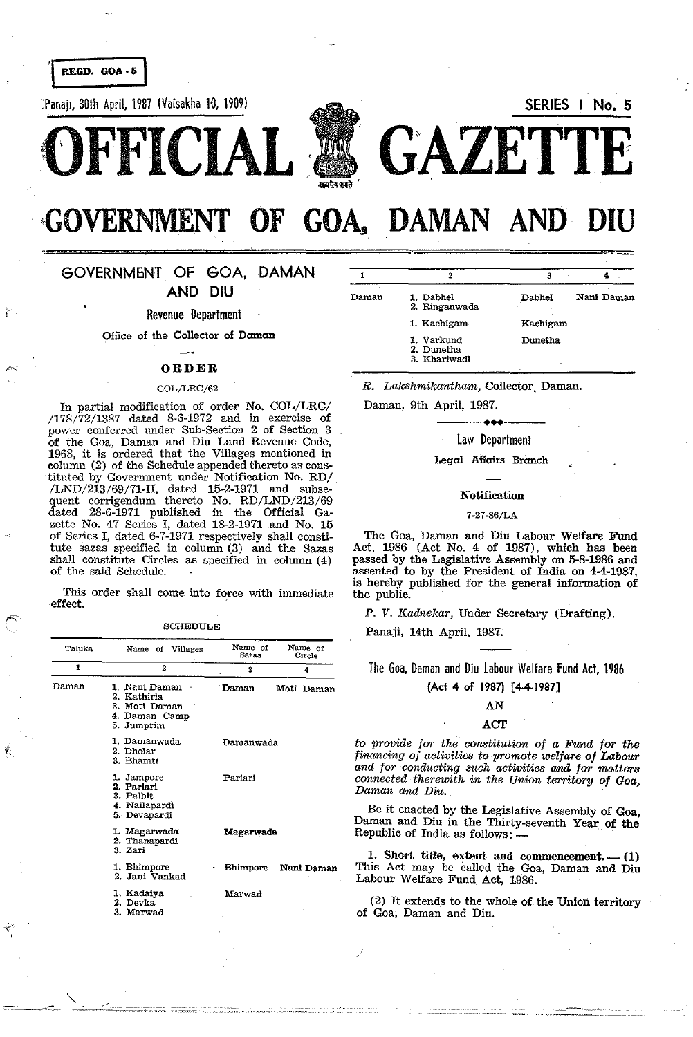REGD. GOA - 5

Panaji, 30th April, 1987 (Vaisakha 10, 1909)

SERIES I No. 5

# OFFICIAL GAZETTE

# GOVERNMENT OF GOA, DAMAN AND DIU

## GOVERNMENT OF GOA, DAMAN AND DIU

### Revenue Department

Office of the Collector of Daman

### ORDER

COL/LRC/62

In partial modification of order No. COL/LRC/ /178/72/1387 dated 8-6-1972 and in exercise of power conferred under Sub-Section 2 of Section 3 of the Goa, Daman and Diu Land Revenue Code, 1968, it is ordered that the Villages mentioned in column (2) of the Schedule appended thereto as constituted by Government under Notification No. RD/ /LND/213/69/71-II, dated 15-2-1971 and subsequent corrigendum thereto No. RD/LND/213/69 dated 28-6-1971 published in the Official Gazette No. 47 Series I, dated 18-2-1971 and No. 15 of Series I, dated 6-7-1971 respectively shall constitute sazas specified in column (3) and the Sazas shall constitute Circles as specified in column (4) of the said Schedule.

This order shall come into force with immediate effect.

SCHEDULE

| Taluka | Name of Villages | Name of Sazas | Name of Circle |
|---|---|---|---|
| 1 | 2 | 3 | 4 |
| Daman | 1. Nani Daman<br>2. Kathiria<br>3. Moti Daman<br>4. Daman Camp<br>5. Jumprim | Daman | Moti Daman |
| | 1. Damanwada<br>2. Dholar<br>3. Bhamti | Damanwada | |
| | 1. Jampore<br>2. Pariari<br>3. Palhit<br>4. Nailapardi<br>5. Devapardi | Pariari | |
| | 1. Magarwada<br>2. Thanapardi<br>3. Zari | Magarwada | |
| | 1. Bhimpore<br>2. Jani Vankad | Bhimpore | Nani Daman |
| | 1. Kadaiya<br>2. Devka<br>3. Marwad | Marwad | |
| Daman | 1. Dabhel<br>2. Ringanwada | Dabhel | Nani Daman |
| | 1. Kachigam | Kachigam | |
| | 1. Varkund<br>2. Dunetha<br>3. Khariwadi | Dunetha | |

*R. Lakshmikantham*, Collector, Daman.

Daman, 9th April, 1987.

---

### Law Department

Legal Affairs Branch

### Notification

7-27-86/LA

The Goa, Daman and Diu Labour Welfare Fund Act, 1986 (Act No. 4 of 1987), which has been passed by the Legislative Assembly on 5-8-1986 and assented to by the President of India on 4-4-1987, is hereby published for the general information of the public.

*P. V. Kadnekar*, Under Secretary (Drafting).

Panaji, 14th April, 1987.

---

## The Goa, Daman and Diu Labour Welfare Fund Act, 1986

(Act 4 of 1987) [4-4-1987]

AN

ACT

*to provide for the constitution of a Fund for the financing of activities to promote welfare of Labour and for conducting such activities and for matters connected therewith in the Union territory of Goa, Daman and Diu.*

Be it enacted by the Legislative Assembly of Goa, Daman and Diu in the Thirty-seventh Year of the Republic of India as follows: —

**1. Short title, extent and commencement.** — (1) This Act may be called the Goa, Daman and Diu Labour Welfare Fund Act, 1986.

(2) It extends to the whole of the Union territory of Goa, Daman and Diu.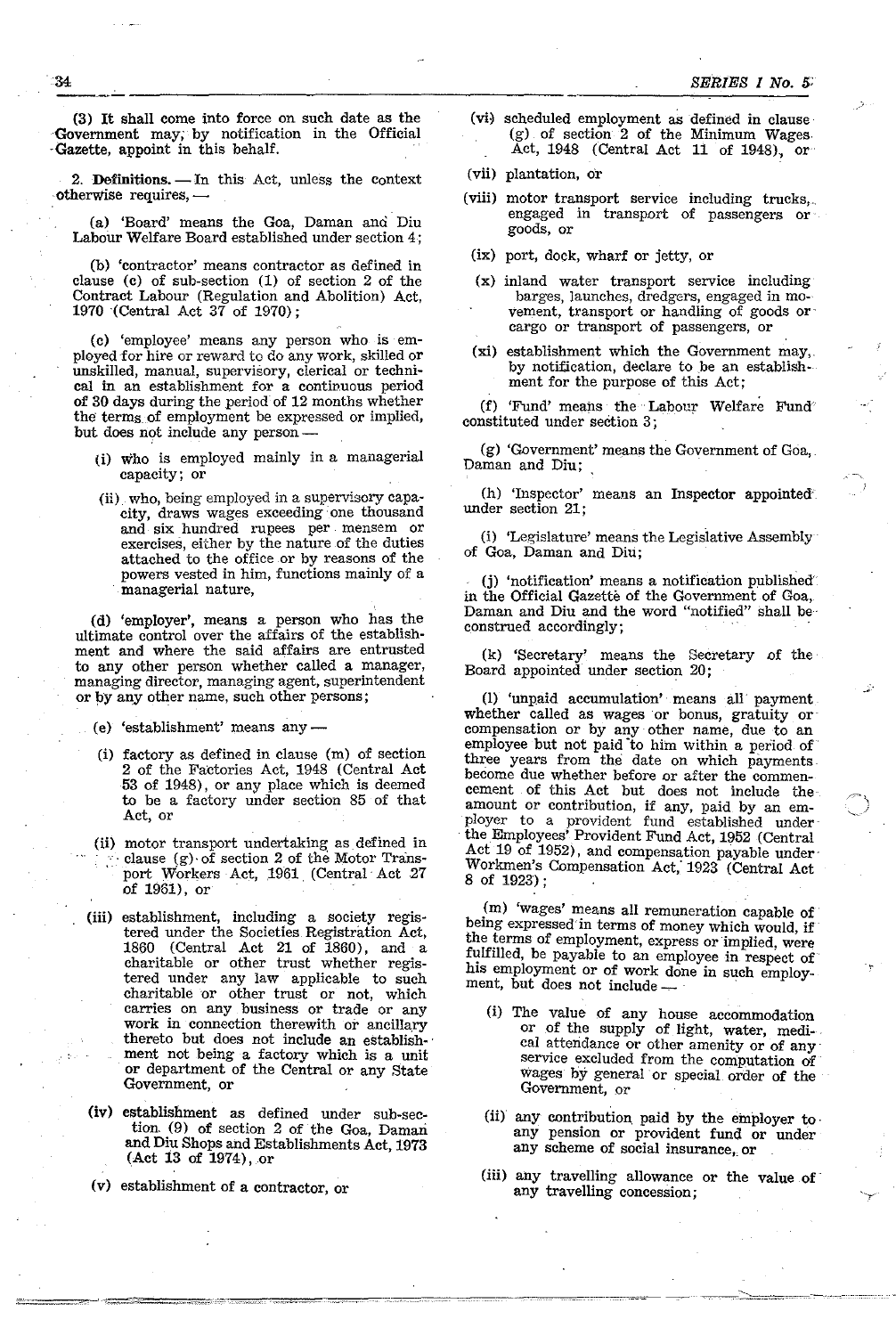(3) It shall come into force on such date as the Government may, by notification in the Official Gazette, appoint in this behalf.

2. **Definitions.** — In this Act, unless the context otherwise requires, —

(a) 'Board' means the Goa, Daman and Diu Labour Welfare Board established under section 4;

(b) 'contractor' means contractor as defined in clause (c) of sub-section (1) of section 2 of the Contract Labour (Regulation and Abolition) Act, 1970 (Central Act 37 of 1970);

(c) 'employee' means any person who is employed for hire or reward to do any work, skilled or unskilled, manual, supervisory, clerical or technical in an establishment for a continuous period of 30 days during the period of 12 months whether the terms of employment be expressed or implied, but does not include any person —

- (i) who is employed mainly in a managerial capacity; or
- (ii) who, being employed in a supervisory capacity, draws wages exceeding one thousand and six hundred rupees per mensem or exercises, either by the nature of the duties attached to the office or by reasons of the powers vested in him, functions mainly of a managerial nature,

(d) 'employer', means a person who has the ultimate control over the affairs of the establishment and where the said affairs are entrusted to any other person whether called a manager, managing director, managing agent, superintendent or by any other name, such other persons;

(e) 'establishment' means any —

- (i) factory as defined in clause (m) of section 2 of the Factories Act, 1948 (Central Act 53 of 1948), or any place which is deemed to be a factory under section 85 of that Act, or
- (ii) motor transport undertaking as defined in clause (g) of section 2 of the Motor Transport Workers Act, 1961 (Central Act 27 of 1961), or
- (iii) establishment, including a society registered under the Societies Registration Act, 1860 (Central Act 21 of 1860), and a charitable or other trust whether registered under any law applicable to such charitable or other trust or not, which carries on any business or trade or any work in connection therewith or ancillary thereto but does not include an establishment not being a factory which is a unit or department of the Central or any State Government, or
- (iv) establishment as defined under sub-section (9) of section 2 of the Goa, Daman and Diu Shops and Establishments Act, 1973 (Act 13 of 1974), or
- (v) establishment of a contractor, or
- (vi) scheduled employment as defined in clause (g) of section 2 of the Minimum Wages Act, 1948 (Central Act 11 of 1948), or
- (vii) plantation, or
- (viii) motor transport service including trucks, engaged in transport of passengers or goods, or
- (ix) port, dock, wharf or jetty, or
- (x) inland water transport service including barges, launches, dredgers, engaged in movement, transport or handling of goods or cargo or transport of passengers, or
- (xi) establishment which the Government may, by notification, declare to be an establishment for the purpose of this Act;

(f) 'Fund' means the Labour Welfare Fund constituted under section 3;

(g) 'Government' means the Government of Goa, Daman and Diu;

(h) 'Inspector' means an Inspector appointed under section 21;

(i) 'Legislature' means the Legislative Assembly of Goa, Daman and Diu;

(j) 'notification' means a notification published in the Official Gazette of the Government of Goa, Daman and Diu and the word "notified" shall be construed accordingly;

(k) 'Secretary' means the Secretary of the Board appointed under section 20;

(l) 'unpaid accumulation' means all payment whether called as wages or bonus, gratuity or compensation or by any other name, due to an employee but not paid to him within a period of three years from the date on which payments become due whether before or after the commencement of this Act but does not include the amount or contribution, if any, paid by an employer to a provident fund established under the Employees' Provident Fund Act, 1952 (Central Act 19 of 1952), and compensation payable under Workmen's Compensation Act, 1923 (Central Act 8 of 1923);

(m) 'wages' means all remuneration capable of being expressed in terms of money which would, if the terms of employment, express or implied, were fulfilled, be payable to an employee in respect of his employment or of work done in such employment, but does not include —

- (i) The value of any house accommodation or of the supply of light, water, medical attendance or other amenity or of any service excluded from the computation of wages by general or special order of the Government, or
- (ii) any contribution paid by the employer to any pension or provident fund or under any scheme of social insurance, or
- (iii) any travelling allowance or the value of any travelling concession;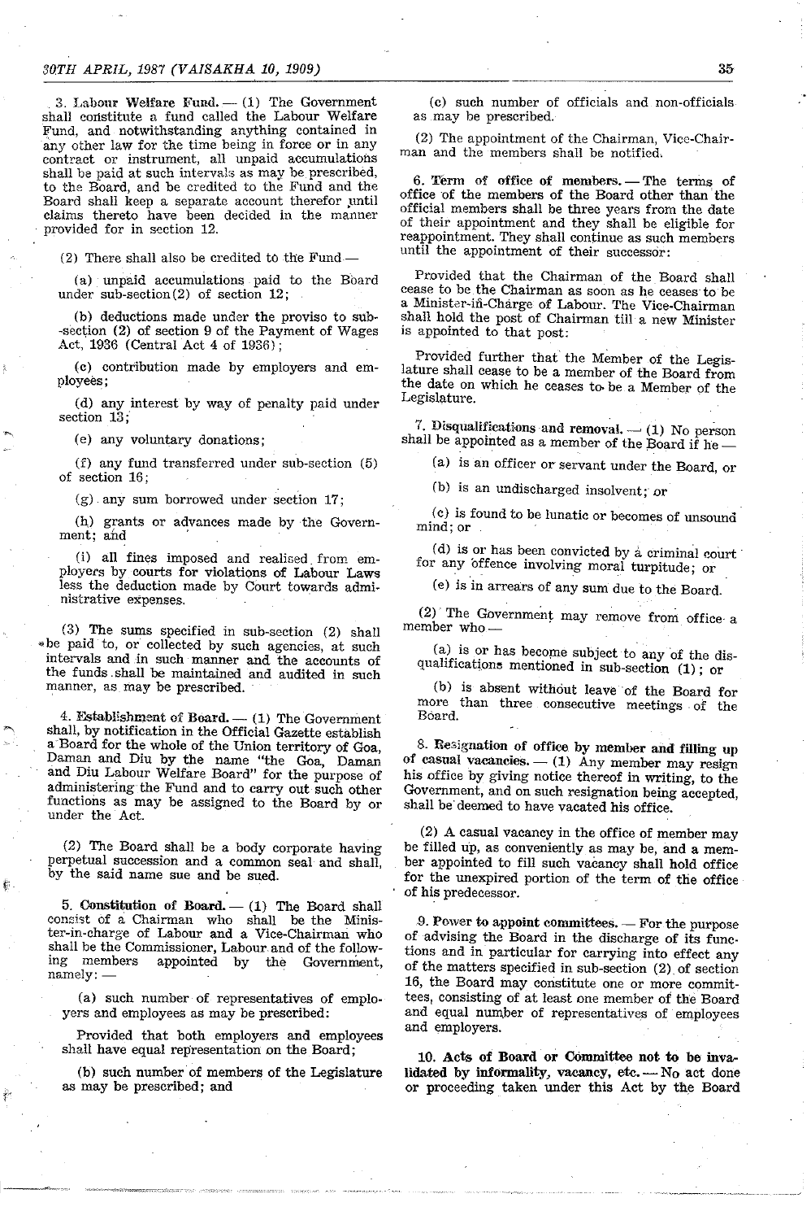3. **Labour Welfare Fund.** — (1) The Government shall constitute a fund called the Labour Welfare Fund, and notwithstanding anything contained in any other law for the time being in force or in any contract or instrument, all unpaid accumulations shall be paid at such intervals as may be prescribed, to the Board, and be credited to the Fund and the Board shall keep a separate account therefor until claims thereto have been decided in the manner provided for in section 12.

(2) There shall also be credited to the Fund —

(a) unpaid accumulations paid to the Board under sub-section (2) of section 12;

(b) deductions made under the proviso to sub--section (2) of section 9 of the Payment of Wages Act, 1936 (Central Act 4 of 1936);

(c) contribution made by employers and employees;

(d) any interest by way of penalty paid under section 13;

(e) any voluntary donations;

(f) any fund transferred under sub-section (5) of section 16;

(g) any sum borrowed under section 17;

(h) grants or advances made by the Government; and

(i) all fines imposed and realised from employers by courts for violations of Labour Laws less the deduction made by Court towards administrative expenses.

(3) The sums specified in sub-section (2) shall be paid to, or collected by such agencies, at such intervals and in such manner and the accounts of the funds shall be maintained and audited in such manner, as may be prescribed.

4. **Establishment of Board.** — (1) The Government shall, by notification in the Official Gazette establish a Board for the whole of the Union territory of Goa, Daman and Diu by the name "the Goa, Daman and Diu Labour Welfare Board" for the purpose of administering the Fund and to carry out such other functions as may be assigned to the Board by or under the Act.

(2) The Board shall be a body corporate having perpetual succession and a common seal and shall, by the said name sue and be sued.

5. **Constitution of Board.** — (1) The Board shall consist of a Chairman who shall be the Minister-in-charge of Labour and a Vice-Chairman who shall be the Commissioner, Labour and of the following members appointed by the Government, namely: —

(a) such number of representatives of employers and employees as may be prescribed:

Provided that both employers and employees shall have equal representation on the Board;

(b) such number of members of the Legislature as may be prescribed; and

(c) such number of officials and non-officials as may be prescribed.

(2) The appointment of the Chairman, Vice-Chairman and the members shall be notified.

6. **Term of office of members.** — The terms of office of the members of the Board other than the official members shall be three years from the date of their appointment and they shall be eligible for reappointment. They shall continue as such members until the appointment of their successor:

Provided that the Chairman of the Board shall cease to be the Chairman as soon as he ceases to be a Minister-in-Charge of Labour. The Vice-Chairman shall hold the post of Chairman till a new Minister is appointed to that post:

Provided further that the Member of the Legislature shall cease to be a member of the Board from the date on which he ceases to be a Member of the Legislature.

7. **Disqualifications and removal.** — (1) No person shall be appointed as a member of the Board if he —

(a) is an officer or servant under the Board, or

(b) is an undischarged insolvent; or

(c) is found to be lunatic or becomes of unsound mind; or

(d) is or has been convicted by a criminal court for any offence involving moral turpitude; or

(e) is in arrears of any sum due to the Board.

(2) The Government may remove from office a member who —

(a) is or has become subject to any of the disqualifications mentioned in sub-section (1); or

(b) is absent without leave of the Board for more than three consecutive meetings of the Board.

8. **Resignation of office by member and filling up of casual vacancies.** — (1) Any member may resign his office by giving notice thereof in writing, to the Government, and on such resignation being accepted, shall be deemed to have vacated his office.

(2) A casual vacancy in the office of member may be filled up, as conveniently as may be, and a member appointed to fill such vacancy shall hold office for the unexpired portion of the term of the office of his predecessor.

9. **Power to appoint committees.** — For the purpose of advising the Board in the discharge of its functions and in particular for carrying into effect any of the matters specified in sub-section (2) of section 16, the Board may constitute one or more committees, consisting of at least one member of the Board and equal number of representatives of employees and employers.

10. **Acts of Board or Committee not to be invalidated by informality, vacancy, etc.** — No act done or proceeding taken under this Act by the Board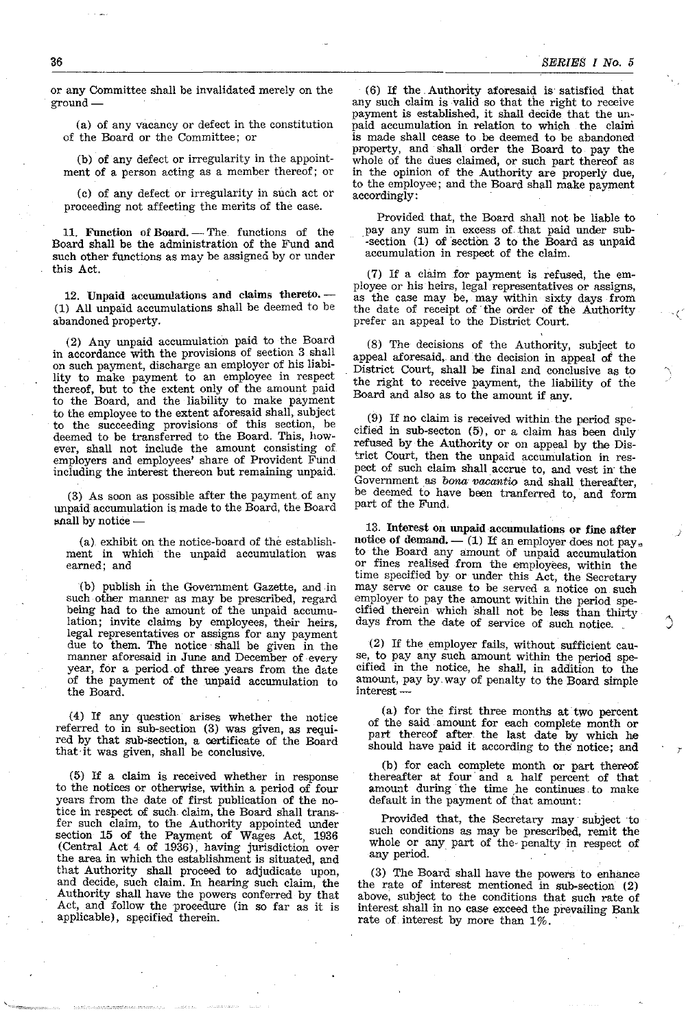or any Committee shall be invalidated merely on the ground —

(a) of any vacancy or defect in the constitution of the Board or the Committee; or

(b) of any defect or irregularity in the appointment of a person acting as a member thereof; or

(c) of any defect or irregularity in such act or proceeding not affecting the merits of the case.

**11. Function of Board.** — The functions of the Board shall be the administration of the Fund and such other functions as may be assigned by or under this Act.

**12. Unpaid accumulations and claims thereto.** — (1) All unpaid accumulations shall be deemed to be abandoned property.

(2) Any unpaid accumulation paid to the Board in accordance with the provisions of section 3 shall on such payment, discharge an employer of his liability to make payment to an employee in respect thereof, but to the extent only of the amount paid to the Board, and the liability to make payment to the employee to the extent aforesaid shall, subject to the succeeding provisions of this section, be deemed to be transferred to the Board. This, however, shall not include the amount consisting of employers and employees' share of Provident Fund including the interest thereon but remaining unpaid.

(3) As soon as possible after the payment of any unpaid accumulation is made to the Board, the Board shall by notice —

(a) exhibit on the notice-board of the establishment in which the unpaid accumulation was earned; and

(b) publish in the Government Gazette, and in such other manner as may be prescribed, regard being had to the amount of the unpaid accumulation; invite claims by employees, their heirs, legal representatives or assigns for any payment due to them. The notice shall be given in the manner aforesaid in June and December of every year, for a period of three years from the date of the payment of the unpaid accumulation to the Board.

(4) If any question arises whether the notice referred to in sub-section (3) was given, as required by that sub-section, a certificate of the Board that it was given, shall be conclusive.

(5) If a claim is received whether in response to the notices or otherwise, within a period of four years from the date of first publication of the notice in respect of such claim, the Board shall transfer such claim, to the Authority appointed under section 15 of the Payment of Wages Act, 1936 (Central Act 4 of 1936), having jurisdiction over the area in which the establishment is situated, and that Authority shall proceed to adjudicate upon, and decide, such claim. In hearing such claim, the Authority shall have the powers conferred by that Act, and follow the procedure (in so far as it is applicable), specified therein.

(6) If the Authority aforesaid is satisfied that any such claim is valid so that the right to receive payment is established, it shall decide that the unpaid accumulation in relation to which the claim is made shall cease to be deemed to be abandoned property, and shall order the Board to pay the whole of the dues claimed, or such part thereof as in the opinion of the Authority are properly due, to the employee; and the Board shall make payment accordingly:

Provided that, the Board shall not be liable to pay any sum in excess of that paid under sub-section (1) of section 3 to the Board as unpaid accumulation in respect of the claim.

(7) If a claim for payment is refused, the employee or his heirs, legal representatives or assigns, as the case may be, may within sixty days from the date of receipt of the order of the Authority prefer an appeal to the District Court.

(8) The decisions of the Authority, subject to appeal aforesaid, and the decision in appeal of the District Court, shall be final and conclusive as to the right to receive payment, the liability of the Board and also as to the amount if any.

(9) If no claim is received within the period specified in sub-secton (5), or a claim has been duly refused by the Authority or on appeal by the District Court, then the unpaid accumulation in respect of such claim shall accrue to, and vest in the Government as *bona vacantio* and shall thereafter, be deemed to have been tranferred to, and form part of the Fund.

**13. Interest on unpaid accumulations or fine after notice of demand.** — (1) If an employer does not pay to the Board any amount of unpaid accumulation or fines realised from the employees, within the time specified by or under this Act, the Secretary may serve or cause to be served a notice on such employer to pay the amount within the period specified therein which shall not be less than thirty days from the date of service of such notice.

(2) If the employer fails, without sufficient cause, to pay any such amount within the period specified in the notice, he shall, in addition to the amount, pay by way of penalty to the Board simple interest —

(a) for the first three months at two percent of the said amount for each complete month or part thereof after the last date by which he should have paid it according to the notice; and

(b) for each complete month or part thereof thereafter at four and a half percent of that amount during the time he continues to make default in the payment of that amount:

Provided that, the Secretary may subject to such conditions as may be prescribed, remit the whole or any part of the penalty in respect of any period.

(3) The Board shall have the powers to enhance the rate of interest mentioned in sub-section (2) above, subject to the conditions that such rate of interest shall in no case exceed the prevailing Bank rate of interest by more than 1%.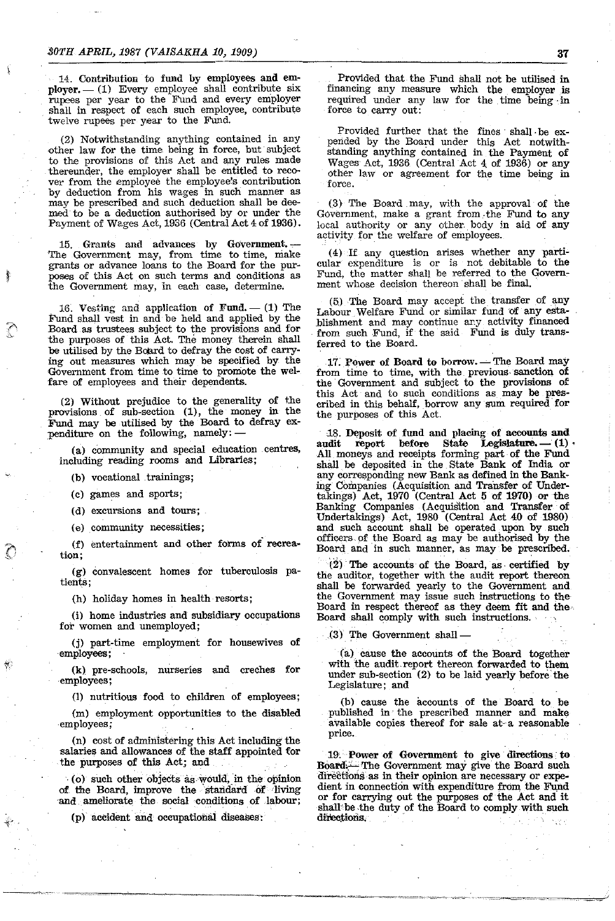**14. Contribution to fund by employees and employer.** — (1) Every employee shall contribute six rupees per year to the Fund and every employer shall in respect of each such employee, contribute twelve rupees per year to the Fund.

(2) Notwithstanding anything contained in any other law for the time being in force, but subject to the provisions of this Act and any rules made thereunder, the employer shall be entitled to recover from the employee the employee's contribution by deduction from his wages in such manner as may be prescribed and such deduction shall be deemed to be a deduction authorised by or under the Payment of Wages Act, 1936 (Central Act 4 of 1936).

**15. Grants and advances by Government.** — The Government may, from time to time, make grants or advance loans to the Board for the purposes of this Act on such terms and conditions as the Government may, in each case, determine.

**16. Vesting and application of Fund.** — (1) The Fund shall vest in and be held and applied by the Board as trustees subject to the provisions and for the purposes of this Act. The money therein shall be utilised by the Board to defray the cost of carrying out measures which may be specified by the Government from time to time to promote the welfare of employees and their dependents.

(2) Without prejudice to the generality of the provisions of sub-section (1), the money in the Fund may be utilised by the Board to defray expenditure on the following, namely: —

(a) community and special education centres, including reading rooms and Libraries;

(b) vocational trainings;

(c) games and sports;

(d) excursions and tours;

(e) community necessities;

(f) entertainment and other forms of recreation;

(g) convalescent homes for tuberculosis patients;

(h) holiday homes in health resorts;

(i) home industries and subsidiary occupations for women and unemployed;

(j) part-time employment for housewives of employees;

(k) pre-schools, nurseries and creches for employees;

(l) nutritious food to children of employees;

(m) employment opportunities to the disabled employees;

(n) cost of administering this Act including the salaries and allowances of the staff appointed for the purposes of this Act; and

(o) such other objects as would, in the opinion of the Board, improve the standard of living and ameliorate the social conditions of labour;

(p) accident and occupational diseases:

Provided that the Fund shall not be utilised in financing any measure which the employer is required under any law for the time being in force to carry out:

Provided further that the fines shall be expended by the Board under this Act notwithstanding anything contained in the Payment of Wages Act, 1936 (Central Act 4 of 1936) or any other law or agreement for the time being in force.

(3) The Board may, with the approval of the Government, make a grant from the Fund to any local authority or any other body in aid of any activity for the welfare of employees.

(4) If any question arises whether any particular expenditure is or is not debitable to the Fund, the matter shall be referred to the Government whose decision thereon shall be final.

(5) The Board may accept the transfer of any Labour Welfare Fund or similar fund of any establishment and may continue any activity financed from such Fund, if the said Fund is duly transferred to the Board.

**17. Power of Board to borrow.** — The Board may from time to time, with the previous sanction of the Government and subject to the provisions of this Act and to such conditions as may be prescribed in this behalf, borrow any sum required for the purposes of this Act.

**18. Deposit of fund and placing of accounts and audit report before State Legislature.** — (1) All moneys and receipts forming part of the Fund shall be deposited in the State Bank of India or any corresponding new Bank as defined in the Banking Companies (Acquisition and Transfer of Undertakings) Act, 1970 (Central Act 5 of 1970) or the Banking Companies (Acquisition and Transfer of Undertakings) Act, 1980 (Central Act 40 of 1980) and such account shall be operated upon by such officers of the Board as may be authorised by the Board and in such manner, as may be prescribed.

(2) The accounts of the Board, as certified by the auditor, together with the audit report thereon shall be forwarded yearly to the Government and the Government may issue such instructions to the Board in respect thereof as they deem fit and the Board shall comply with such instructions.

(3) The Government shall —

(a) cause the accounts of the Board together with the audit report thereon forwarded to them under sub-section (2) to be laid yearly before the Legislature; and

(b) cause the accounts of the Board to be published in the prescribed manner and make available copies thereof for sale at a reasonable price.

**19. Power of Government to give directions to Board.** — The Government may give the Board such directions as in their opinion are necessary or expedient in connection with expenditure from the Fund or for carrying out the purposes of the Act and it shall be the duty of the Board to comply with such directions.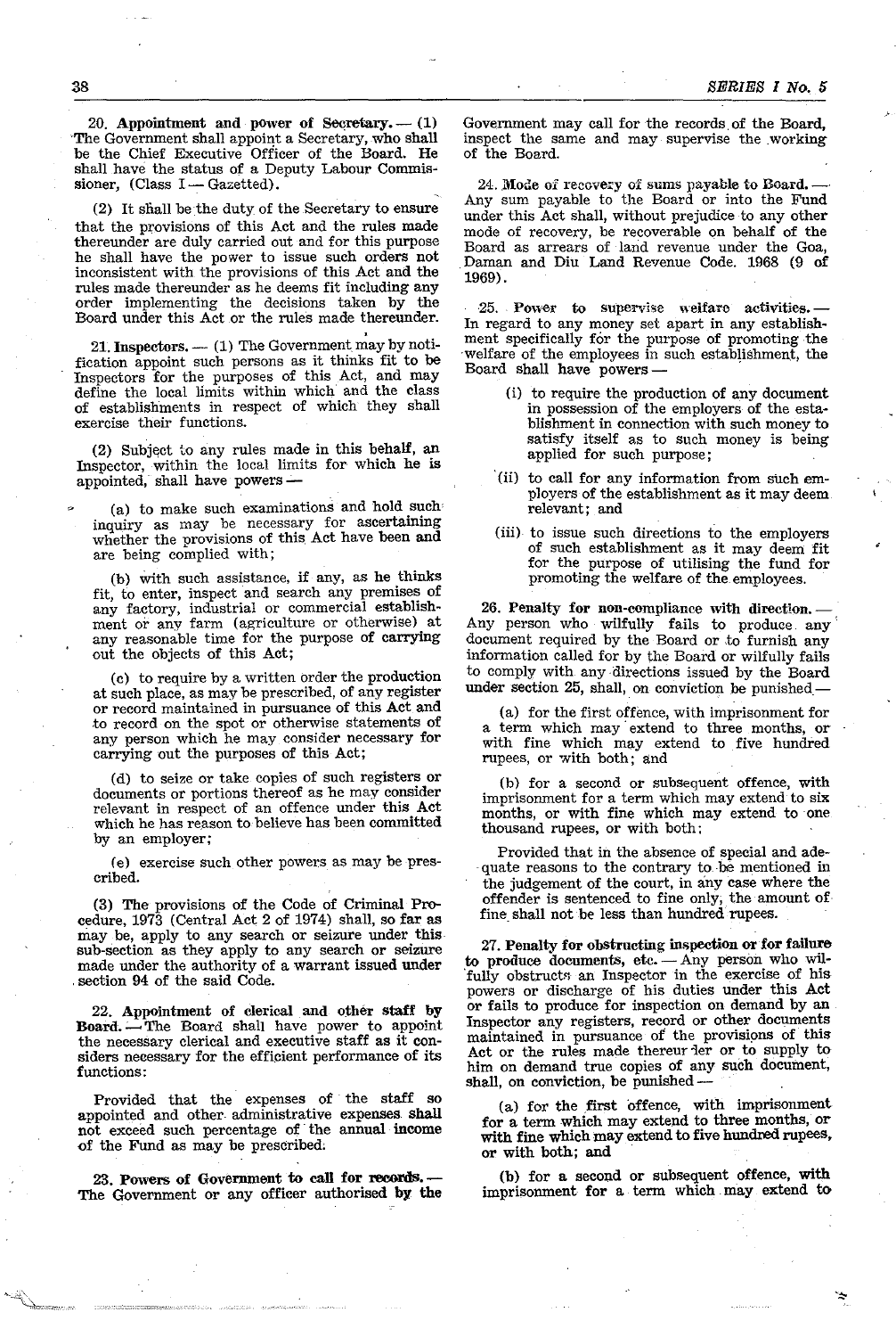**20. Appointment and power of Secretary.** — (1) The Government shall appoint a Secretary, who shall be the Chief Executive Officer of the Board. He shall have the status of a Deputy Labour Commissioner, (Class I — Gazetted).

(2) It shall be the duty of the Secretary to ensure that the provisions of this Act and the rules made thereunder are duly carried out and for this purpose he shall have the power to issue such orders not inconsistent with the provisions of this Act and the rules made thereunder as he deems fit including any order implementing the decisions taken by the Board under this Act or the rules made thereunder.

**21. Inspectors.** — (1) The Government may by notification appoint such persons as it thinks fit to be Inspectors for the purposes of this Act, and may define the local limits within which and the class of establishments in respect of which they shall exercise their functions.

(2) Subject to any rules made in this behalf, an Inspector, within the local limits for which he is appointed, shall have powers —

(a) to make such examinations and hold such inquiry as may be necessary for ascertaining whether the provisions of this Act have been and are being complied with;

(b) with such assistance, if any, as he thinks fit, to enter, inspect and search any premises of any factory, industrial or commercial establishment or any farm (agriculture or otherwise) at any reasonable time for the purpose of carrying out the objects of this Act;

(c) to require by a written order the production at such place, as may be prescribed, of any register or record maintained in pursuance of this Act and to record on the spot or otherwise statements of any person which he may consider necessary for carrying out the purposes of this Act;

(d) to seize or take copies of such registers or documents or portions thereof as he may consider relevant in respect of an offence under this Act which he has reason to believe has been committed by an employer;

(e) exercise such other powers as may be prescribed.

(3) The provisions of the Code of Criminal Procedure, 1973 (Central Act 2 of 1974) shall, so far as may be, apply to any search or seizure under this sub-section as they apply to any search or seizure made under the authority of a warrant issued under section 94 of the said Code.

**22. Appointment of clerical and other staff by Board.** — The Board shall have power to appoint the necessary clerical and executive staff as it considers necessary for the efficient performance of its functions:

Provided that the expenses of the staff so appointed and other administrative expenses shall not exceed such percentage of the annual income of the Fund as may be prescribed.

**23. Powers of Government to call for records.** — The Government or any officer authorised by the Government may call for the records of the Board, inspect the same and may supervise the working of the Board.

**24. Mode of recovery of sums payable to Board.** — Any sum payable to the Board or into the Fund under this Act shall, without prejudice to any other mode of recovery, be recoverable on behalf of the Board as arrears of land revenue under the Goa, Daman and Diu Land Revenue Code. 1968 (9 of 1969).

**25. Power to supervise welfare activities.** — In regard to any money set apart in any establishment specifically for the purpose of promoting the welfare of the employees in such establishment, the Board shall have powers —

(i) to require the production of any document in possession of the employers of the establishment in connection with such money to satisfy itself as to such money is being applied for such purpose;

(ii) to call for any information from such employers of the establishment as it may deem relevant; and

(iii) to issue such directions to the employers of such establishment as it may deem fit for the purpose of utilising the fund for promoting the welfare of the employees.

**26. Penalty for non-compliance with direction.** — Any person who wilfully fails to produce any document required by the Board or to furnish any information called for by the Board or wilfully fails to comply with any directions issued by the Board under section 25, shall, on conviction be punished —

(a) for the first offence, with imprisonment for a term which may extend to three months, or with fine which may extend to five hundred rupees, or with both; and

(b) for a second or subsequent offence, with imprisonment for a term which may extend to six months, or with fine which may extend to one thousand rupees, or with both;

Provided that in the absence of special and adequate reasons to the contrary to be mentioned in the judgement of the court, in any case where the offender is sentenced to fine only, the amount of fine shall not be less than hundred rupees.

**27. Penalty for obstructing inspection or for failure to produce documents, etc.** — Any person who wilfully obstructs an Inspector in the exercise of his powers or discharge of his duties under this Act or fails to produce for inspection on demand by an Inspector any registers, record or other documents maintained in pursuance of the provisions of this Act or the rules made thereunder or to supply to him on demand true copies of any such document, shall, on conviction, be punished —

(a) for the first offence, with imprisonment for a term which may extend to three months, or with fine which may extend to five hundred rupees, or with both; and

(b) for a second or subsequent offence, with imprisonment for a term which may extend to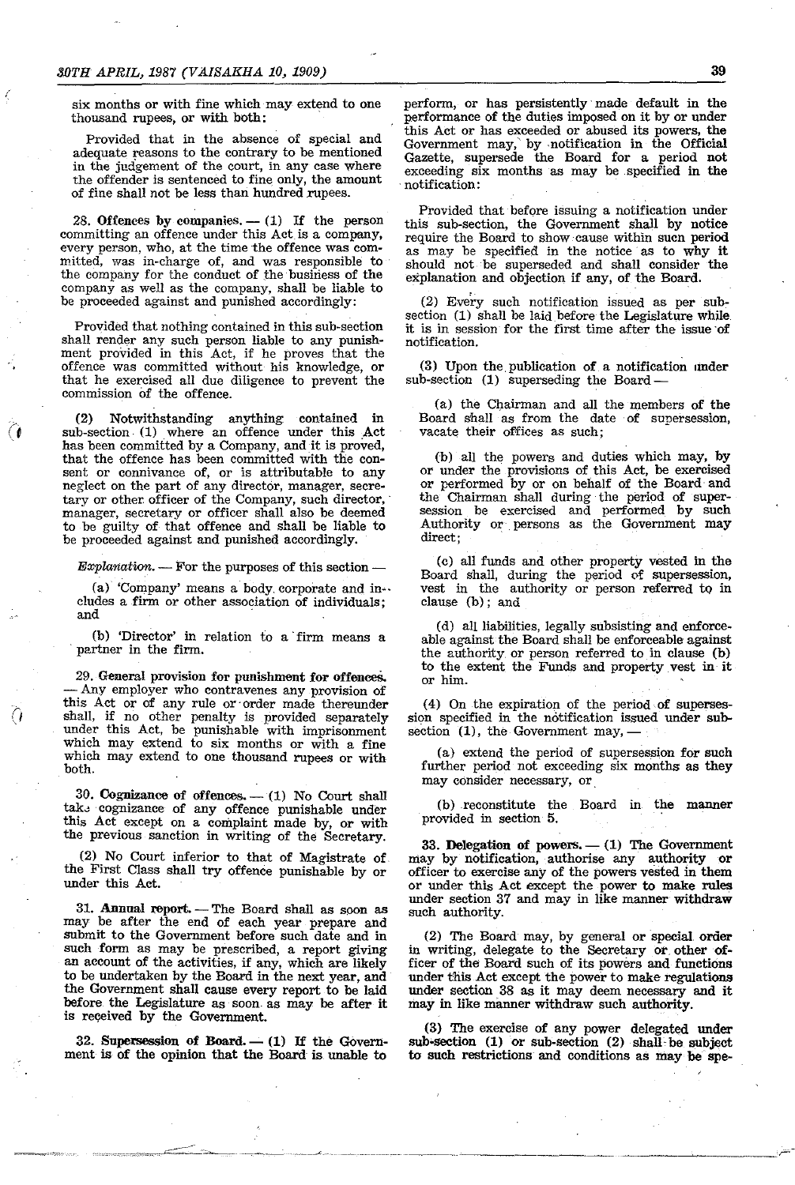six months or with fine which may extend to one thousand rupees, or with both:

Provided that in the absence of special and adequate reasons to the contrary to be mentioned in the judgement of the court, in any case where the offender is sentenced to fine only, the amount of fine shall not be less than hundred rupees.

**28. Offences by companies.** — (1) If the person committing an offence under this Act is a company, every person, who, at the time the offence was committed, was in-charge of, and was responsible to the company for the conduct of the business of the company as well as the company, shall be liable to be proceeded against and punished accordingly:

Provided that nothing contained in this sub-section shall render any such person liable to any punishment provided in this Act, if he proves that the offence was committed without his knowledge, or that he exercised all due diligence to prevent the commission of the offence.

(2) Notwithstanding anything contained in sub-section (1) where an offence under this Act has been committed by a Company, and it is proved, that the offence has been committed with the consent or connivance of, or is attributable to any neglect on the part of any director, manager, secretary or other officer of the Company, such director, manager, secretary or officer shall also be deemed to be guilty of that offence and shall be liable to be proceeded against and punished accordingly.

*Explanation.* — For the purposes of this section —

(a) 'Company' means a body corporate and includes a firm or other association of individuals; and

(b) 'Director' in relation to a firm means a partner in the firm.

**29. General provision for punishment for offences.** — Any employer who contravenes any provision of this Act or of any rule or order made thereunder shall, if no other penalty is provided separately under this Act, be punishable with imprisonment which may extend to six months or with a fine which may extend to one thousand rupees or with both.

**30. Cognizance of offences.** — (1) No Court shall take cognizance of any offence punishable under this Act except on a complaint made by, or with the previous sanction in writing of the Secretary.

(2) No Court inferior to that of Magistrate of the First Class shall try offence punishable by or under this Act.

**31. Annual report.** — The Board shall as soon as may be after the end of each year prepare and submit to the Government before such date and in such form as may be prescribed, a report giving an account of the activities, if any, which are likely to be undertaken by the Board in the next year, and the Government shall cause every report to be laid before the Legislature as soon as may be after it is received by the Government.

**32. Supersession of Board.** — (1) If the Government is of the opinion that the Board is unable to perform, or has persistently made default in the performance of the duties imposed on it by or under this Act or has exceeded or abused its powers, the Government may, by notification in the Official Gazette, supersede the Board for a period not exceeding six months as may be specified in the notification:

Provided that before issuing a notification under this sub-section, the Government shall by notice require the Board to show cause within such period as may be specified in the notice as to why it should not be superseded and shall consider the explanation and objection if any, of the Board.

(2) Every such notification issued as per sub-section (1) shall be laid before the Legislature while it is in session for the first time after the issue of notification.

(3) Upon the publication of a notification under sub-section (1) superseding the Board —

(a) the Chairman and all the members of the Board shall as from the date of supersession, vacate their offices as such;

(b) all the powers and duties which may, by or under the provisions of this Act, be exercised or performed by or on behalf of the Board and the Chairman shall during the period of supersession be exercised and performed by such Authority or persons as the Government may direct;

(c) all funds and other property vested in the Board shall, during the period of supersession, vest in the authority or person referred to in clause (b); and

(d) all liabilities, legally subsisting and enforceable against the Board shall be enforceable against the authority or person referred to in clause (b) to the extent the Funds and property vest in it or him.

(4) On the expiration of the period of supersession specified in the notification issued under sub-section (1), the Government may, —

(a) extend the period of supersession for such further period not exceeding six months as they may consider necessary, or

(b) reconstitute the Board in the manner provided in section 5.

**33. Delegation of powers.** — (1) The Government may by notification, authorise any authority or officer to exercise any of the powers vested in them or under this Act except the power to make rules under section 37 and may in like manner withdraw such authority.

(2) The Board may, by general or special order in writing, delegate to the Secretary or other officer of the Board such of its powers and functions under this Act except the power to make regulations under section 38 as it may deem necessary and it may in like manner withdraw such authority.

(3) The exercise of any power delegated under sub-section (1) or sub-section (2) shall be subject to such restrictions and conditions as may be spe-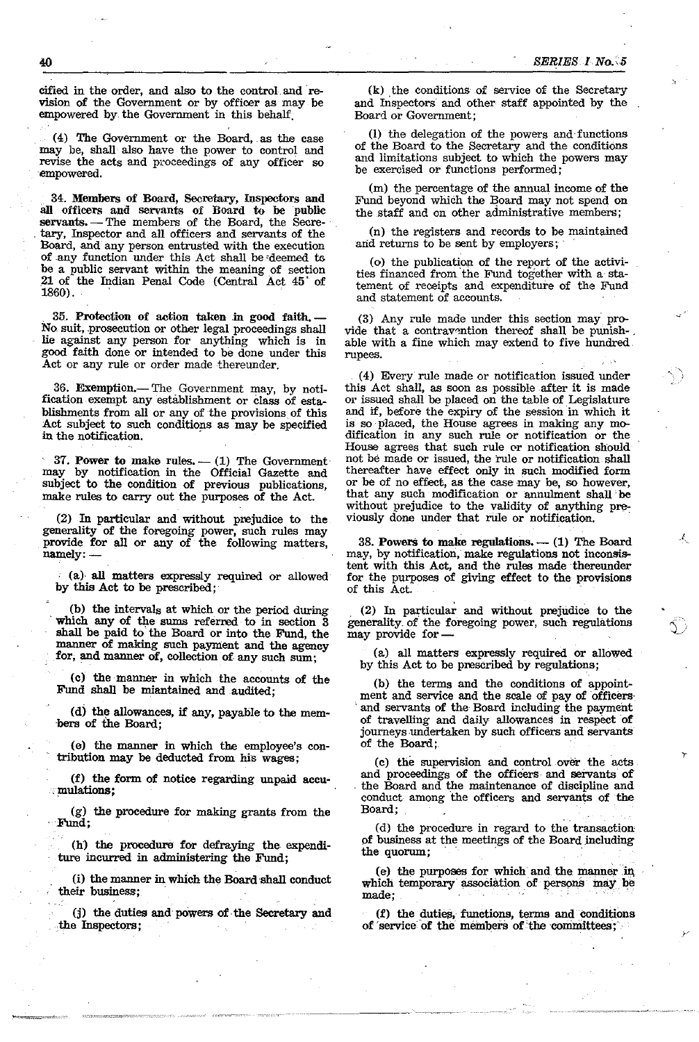cified in the order, and also to the control and revision of the Government or by officer as may be empowered by the Government in this behalf.

(4) The Government or the Board, as the case may be, shall also have the power to control and revise the acts and proceedings of any officer so empowered.

34. **Members of Board, Secretary, Inspectors and all officers and servants of Board to be public servants.** — The members of the Board, the Secretary, Inspector and all officers and servants of the Board, and any person entrusted with the execution of any function under this Act shall be deemed to be a public servant within the meaning of section 21 of the Indian Penal Code (Central Act 45 of 1860).

35. **Protection of action taken in good faith.** — No suit, prosecution or other legal proceedings shall lie against any person for anything which is in good faith done or intended to be done under this Act or any rule or order made thereunder.

36. **Exemption.** — The Government may, by notification exempt any establishment or class of establishments from all or any of the provisions of this Act subject to such conditions as may be specified in the notification.

37. **Power to make rules.** — (1) The Government may by notification in the Official Gazette and subject to the condition of previous publications, make rules to carry out the purposes of the Act.

(2) In particular and without prejudice to the generality of the foregoing power, such rules may provide for all or any of the following matters, namely: —

(a) all matters expressly required or allowed by this Act to be prescribed;

(b) the intervals at which or the period during which any of the sums referred to in section 3 shall be paid to the Board or into the Fund, the manner of making such payment and the agency for, and manner of, collection of any such sum;

(c) the manner in which the accounts of the Fund shall be miantained and audited;

(d) the allowances, if any, payable to the members of the Board;

(e) the manner in which the employee's contribution may be deducted from his wages;

(f) the form of notice regarding unpaid accumulations;

(g) the procedure for making grants from the Fund;

(h) the procedure for defraying the expenditure incurred in administering the Fund;

(i) the manner in which the Board shall conduct their business;

(j) the duties and powers of the Secretary and the Inspectors;

(k) the conditions of service of the Secretary and Inspectors and other staff appointed by the Board or Government;

(l) the delegation of the powers and functions of the Board to the Secretary and the conditions and limitations subject to which the powers may be exercised or functions performed;

(m) the percentage of the annual income of the Fund beyond which the Board may not spend on the staff and on other administrative members;

(n) the registers and records to be maintained and returns to be sent by employers;

(o) the publication of the report of the activities financed from the Fund together with a statement of receipts and expenditure of the Fund and statement of accounts.

(3) Any rule made under this section may provide that a contravention thereof shall be punishable with a fine which may extend to five hundred rupees.

(4) Every rule made or notification issued under this Act shall, as soon as possible after it is made or issued shall be placed on the table of Legislature and if, before the expiry of the session in which it is so placed, the House agrees in making any modification in any such rule or notification or the House agrees that such rule or notification should not be made or issued, the rule or notification shall thereafter have effect only in such modified form or be of no effect, as the case may be, so however, that any such modification or annulment shall be without prejudice to the validity of anything previously done under that rule or notification.

38. **Powers to make regulations.** — (1) The Board may, by notification, make regulations not inconsistent with this Act, and the rules made thereunder for the purposes of giving effect to the provisions of this Act.

(2) In particular and without prejudice to the generality of the foregoing power, such regulations may provide for —

(a) all matters expressly required or allowed by this Act to be prescribed by regulations;

(b) the terms and the conditions of appointment and service and the scale of pay of officers and servants of the Board including the payment of travelling and daily allowances in respect of journeys undertaken by such officers and servants of the Board;

(c) the supervision and control over the acts and proceedings of the officers and servants of the Board and the maintenance of discipline and conduct among the officers and servants of the Board;

(d) the procedure in regard to the transaction of business at the meetings of the Board including the quorum;

(e) the purposes for which and the manner in which temporary association of persons may be made;

(f) the duties, functions, terms and conditions of service of the members of the committees;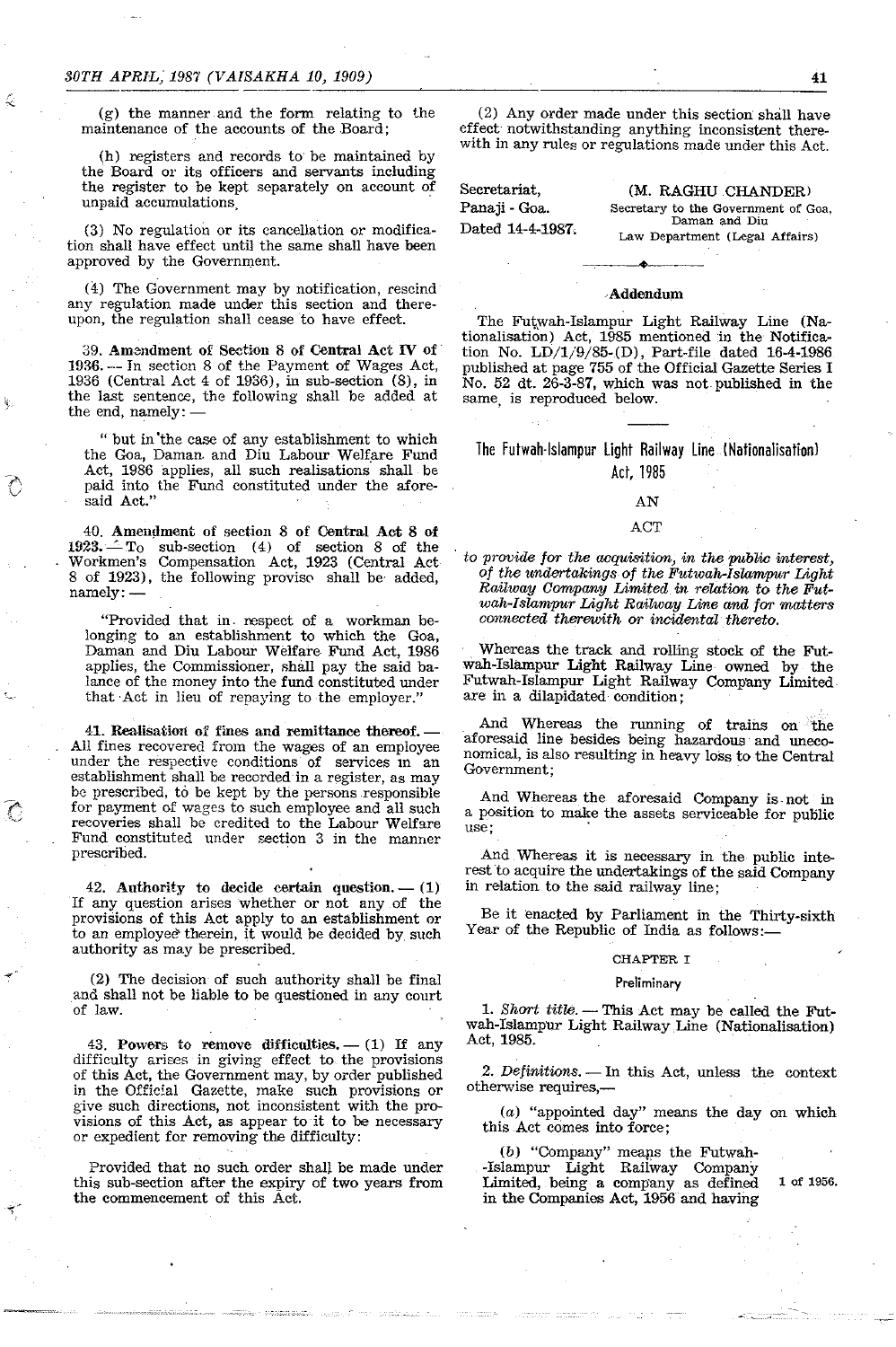(g) the manner and the form relating to the maintenance of the accounts of the Board;

(h) registers and records to be maintained by the Board or its officers and servants including the register to be kept separately on account of unpaid accumulations.

(3) No regulation or its cancellation or modification shall have effect until the same shall have been approved by the Government.

(4) The Government may by notification, rescind any regulation made under this section and thereupon, the regulation shall cease to have effect.

39. **Amendment of Section 8 of Central Act IV of 1936.** — In section 8 of the Payment of Wages Act, 1936 (Central Act 4 of 1936), in sub-section (8), in the last sentence, the following shall be added at the end, namely: —

" but in the case of any establishment to which the Goa, Daman and Diu Labour Welfare Fund Act, 1986 applies, all such realisations shall be paid into the Fund constituted under the aforesaid Act."

40. **Amendment of section 8 of Central Act 8 of 1923.** — To sub-section (4) of section 8 of the Workmen's Compensation Act, 1923 (Central Act 8 of 1923), the following proviso shall be added, namely: —

"Provided that in respect of a workman belonging to an establishment to which the Goa, Daman and Diu Labour Welfare Fund Act, 1986 applies, the Commissioner, shall pay the said balance of the money into the fund constituted under that Act in lieu of repaying to the employer."

41. **Realisation of fines and remittance thereof.** — All fines recovered from the wages of an employee under the respective conditions of services in an establishment shall be recorded in a register, as may be prescribed, to be kept by the persons responsible for payment of wages to such employee and all such recoveries shall be credited to the Labour Welfare Fund constituted under section 3 in the manner prescribed.

42. **Authority to decide certain question.** — (1) If any question arises whether or not any of the provisions of this Act apply to an establishment or to an employee therein, it would be decided by such authority as may be prescribed.

(2) The decision of such authority shall be final and shall not be liable to be questioned in any court of law.

43. **Powers to remove difficulties.** — (1) If any difficulty arises in giving effect to the provisions of this Act, the Government may, by order published in the Official Gazette, make such provisions or give such directions, not inconsistent with the provisions of this Act, as appear to it to be necessary or expedient for removing the difficulty:

Provided that no such order shall be made under this sub-section after the expiry of two years from the commencement of this Act.

(2) Any order made under this section shall have effect notwithstanding anything inconsistent therewith in any rules or regulations made under this Act.

Secretariat,
Panaji - Goa.
Dated 14-4-1987.

(M. RAGHU CHANDER)
Secretary to the Government of Goa, Daman and Diu
Law Department (Legal Affairs)

---

## Addendum

The Futwah-Islampur Light Railway Line (Nationalisation) Act, 1985 mentioned in the Notification No. LD/1/9/85-(D), Part-file dated 16-4-1986 published at page 755 of the Official Gazette Series I No. 52 dt. 26-3-87, which was not published in the same, is reproduced below.

---

# The Futwah-Islampur Light Railway Line (Nationalisation) Act, 1985

AN

ACT

*to provide for the acquisition, in the public interest, of the undertakings of the Futwah-Islampur Light Railway Company Limited in relation to the Futwah-Islampur Light Railway Line and for matters connected therewith or incidental thereto.*

Whereas the track and rolling stock of the Futwah-Islampur Light Railway Line owned by the Futwah-Islampur Light Railway Company Limited are in a dilapidated condition;

And Whereas the running of trains on the aforesaid line besides being hazardous and uneconomical, is also resulting in heavy loss to the Central Government;

And Whereas the aforesaid Company is not in a position to make the assets serviceable for public use;

And Whereas it is necessary in the public interest to acquire the undertakings of the said Company in relation to the said railway line;

Be it enacted by Parliament in the Thirty-sixth Year of the Republic of India as follows:—

CHAPTER I

Preliminary

1. *Short title.* — This Act may be called the Futwah-Islampur Light Railway Line (Nationalisation) Act, 1985.

2. *Definitions.* — In this Act, unless the context otherwise requires,—

(*a*) "appointed day" means the day on which this Act comes into force;

(*b*) "Company" means the Futwah-Islampur Light Railway Company Limited, being a company as defined in the Companies Act, 1956 and having 1 of 1956.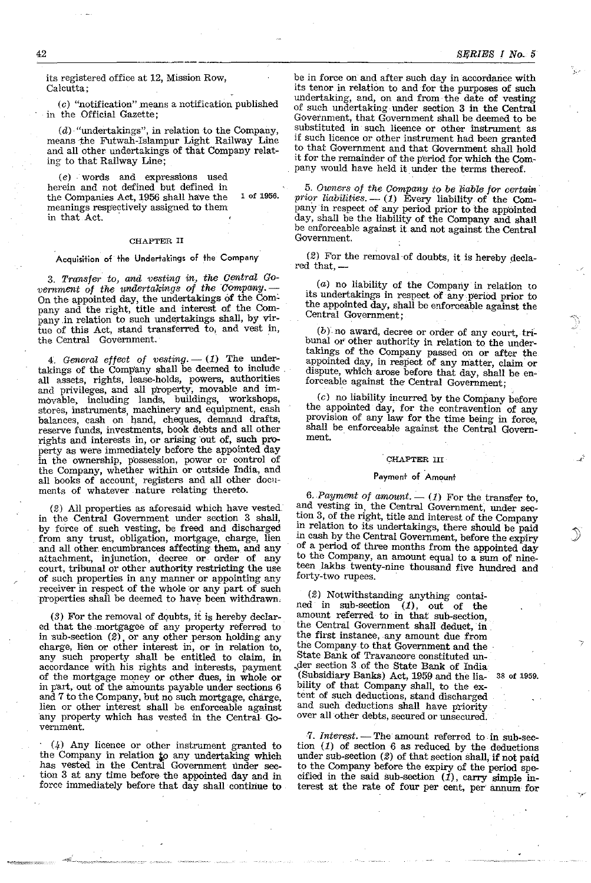its registered office at 12, Mission Row, Calcutta;

(c) "notification" means a notification published in the Official Gazette;

(d) "undertakings", in relation to the Company, means the Futwah-Islampur Light Railway Line and all other undertakings of that Company relating to that Railway Line;

(e) words and expressions used herein and not defined but defined in the Companies Act, 1956 shall have the meanings respectively assigned to them in that Act. 1 of 1956.

### CHAPTER II

#### Acquisition of the Undertakings of the Company

3. *Transfer to, and vesting in, the Central Government of the undertakings of the Company.* — On the appointed day, the undertakings of the Company and the right, title and interest of the Company in relation to such undertakings shall, by virtue of this Act, stand transferred to, and vest in, the Central Government.

4. *General effect of vesting.* — (1) The undertakings of the Company shall be deemed to include all assets, rights, lease-holds, powers, authorities and privileges, and all property, movable and immovable, including lands, buildings, workshops, stores, instruments, machinery and equipment, cash balances, cash on hand, cheques, demand drafts, reserve funds, investments, book debts and all other rights and interests in, or arising out of, such property as were immediately before the appointed day in the ownership, possession, power or control of the Company, whether within or outside India, and all books of account, registers and all other documents of whatever nature relating thereto.

(2) All properties as aforesaid which have vested in the Central Government under section 3 shall, by force of such vesting, be freed and discharged from any trust, obligation, mortgage, charge, lien and all other encumbrances affecting them, and any attachment, injunction, decree or order of any court, tribunal or other authority restricting the use of such properties in any manner or appointing any receiver in respect of the whole or any part of such properties shall be deemed to have been withdrawn.

(3) For the removal of doubts, it is hereby declared that the mortgagee of any property referred to in sub-section (2), or any other person holding any charge, lien or other interest in, or in relation to, any such property shall be entitled to claim, in accordance with his rights and interests, payment of the mortgage money or other dues, in whole or in part, out of the amounts payable under sections 6 and 7 to the Company, but no such mortgage, charge, lien or other interest shall be enforceable against any property which has vested in the Central Government.

(4) Any licence or other instrument granted to the Company in relation to any undertaking which has vested in the Central Government under section 3 at any time before the appointed day and in force immediately before that day shall continue to be in force on and after such day in accordance with its tenor in relation to and for the purposes of such undertaking, and, on and from the date of vesting of such undertaking under section 3 in the Central Government, that Government shall be deemed to be substituted in such licence or other instrument as if such licence or other instrument had been granted to that Government and that Government shall hold it for the remainder of the period for which the Company would have held it under the terms thereof.

5. *Owners of the Company to be liable for certain prior liabilities.* — (1) Every liability of the Company in respect of any period prior to the appointed day, shall be the liability of the Company and shall be enforceable against it and not against the Central Government.

(2) For the removal of doubts, it is hereby declared that, —

(a) no liability of the Company in relation to its undertakings in respect of any period prior to the appointed day, shall be enforceable against the Central Government;

(b) no award, decree or order of any court, tribunal or other authority in relation to the undertakings of the Company passed on or after the appointed day, in respect of any matter, claim or dispute, which arose before that day, shall be enforceable against the Central Government;

(c) no liability incurred by the Company before the appointed day, for the contravention of any provision of any law for the time being in force, shall be enforceable against the Central Government.

### CHAPTER III

#### Payment of Amount

6. *Payment of amount.* — (1) For the transfer to, and vesting in, the Central Government, under section 3, of the right, title and interest of the Company in relation to its undertakings, there should be paid in cash by the Central Government, before the expiry of a period of three months from the appointed day to the Company, an amount equal to a sum of nineteen lakhs twenty-nine thousand five hundred and forty-two rupees.

(2) Notwithstanding anything contained in sub-section (1), out of the amount referred to in that sub-section, the Central Government shall deduct, in the first instance, any amount due from the Company to that Government and the State Bank of Travancore constituted under section 3 of the State Bank of India (Subsidiary Banks) Act, 1959 and the liability of that Company shall, to the extent of such deductions, stand discharged and such deductions shall have priority over all other debts, secured or unsecured. 38 of 1959.

7. *Interest.* — The amount referred to in sub-section (1) of section 6 as reduced by the deductions under sub-section (2) of that section shall, if not paid to the Company before the expiry of the period specified in the said sub-section (1), carry simple interest at the rate of four per cent, per annum for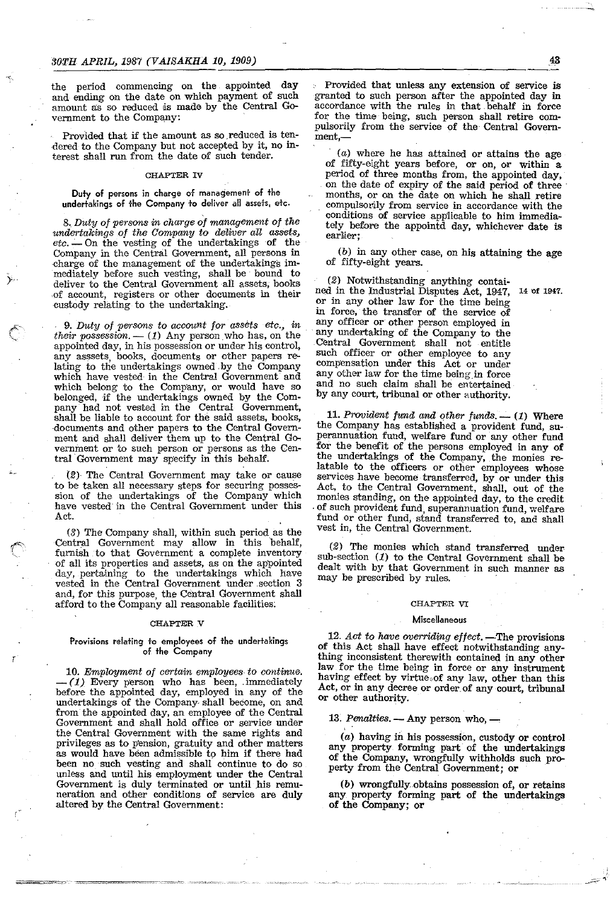the period commencing on the appointed day and ending on the date on which payment of such amount as so reduced is made by the Central Government to the Company:

Provided that if the amount as so reduced is tendered to the Company but not accepted by it, no interest shall run from the date of such tender.

## CHAPTER IV

### Duty of persons in charge of management of the undertakings of the Company to deliver all assets, etc.

8. *Duty of persons in charge of management of the undertakings of the Company to deliver all assets, etc.* — On the vesting of the undertakings of the Company in the Central Government, all persons in charge of the management of the undertakings immediately before such vesting, shall be bound to deliver to the Central Government all assets, books of account, registers or other documents in their custody relating to the undertaking.

9. *Duty of persons to account for assets etc., in their possession.* — (1) Any person who has, on the appointed day, in his possession or under his control, any asssets, books, documents or other papers relating to the undertakings owned by the Company which have vested in the Central Government and which belong to the Company, or would have so belonged, if the undertakings owned by the Company had not vested in the Central Government, shall be liable to account for the said assets, books, documents and other papers to the Central Government and shall deliver them up to the Central Government or to such person or persons as the Central Government may specify in this behalf.

(2) The Central Government may take or cause to be taken all necessary steps for securing possession of the undertakings of the Company which have vested in the Central Government under this Act.

(3) The Company shall, within such period as the Central Government may allow in this behalf, furnish to that Government a complete inventory of all its properties and assets, as on the appointed day, pertaining to the undertakings which have vested in the Central Government under section 3 and, for this purpose, the Central Government shall afford to the Company all reasonable facilities.

## CHAPTER V

### Provisions relating to employees of the undertakings of the Company

10. *Employment of certain employees to continue.* — (1) Every person who has been, immediately before the appointed day, employed in any of the undertakings of the Company shall become, on and from the appointed day, an employee of the Central Government and shall hold office or service under the Central Government with the same rights and privileges as to pension, gratuity and other matters as would have been admissible to him if there had been no such vesting and shall continue to do so unless and until his employment under the Central Government is duly terminated or until his remuneration and other conditions of service are duly altered by the Central Government:

Provided that unless any extension of service is granted to such person after the appointed day in accordance with the rules in that behalf in force for the time being, such person shall retire compulsorily from the service of the Central Government,—

(a) where he has attained or attains the age of fifty-eight years before, or on, or within a period of three months from, the appointed day, on the date of expiry of the said period of three months, or on the date on which he shall retire compulsorily from service in accordance with the conditions of service applicable to him immediately before the appointd day, whichever date is earlier;

(b) in any other case, on his attaining the age of fifty-eight years.

(2) Notwithstanding anything contained in the Industrial Disputes Act, 1947, or in any other law for the time being in force, the transfer of the service of any officer or other person employed in any undertaking of the Company to the Central Government shall not entitle such officer or other employee to any compensation under this Act or under any other law for the time being in force and no such claim shall be entertained by any court, tribunal or other authority. 14 of 1947.

11. *Provident fund and other funds.* — (1) Where the Company has established a provident fund, superannuation fund, welfare fund or any other fund for the benefit of the persons employed in any of the undertakings of the Company, the monies relatable to the officers or other employees whose services have become transferred, by or under this Act, to the Central Government, shall, out of the monies standing, on the appointed day, to the credit of such provident fund, superannuation fund, welfare fund or other fund, stand transferred to, and shall vest in, the Central Government.

(2) The monies which stand transferred under sub-section (1) to the Central Government shall be dealt with by that Government in such manner as may be prescribed by rules.

## CHAPTER VI

### Miscellaneous

12. *Act to have overriding effect.* —The provisions of this Act shall have effect notwithstanding anything inconsistent therewith contained in any other law for the time being in force or any instrument having effect by virtue of any law, other than this Act, or in any decree or order of any court, tribunal or other authority.

13. *Penalties.* — Any person who, —

(a) having in his possession, custody or control any property forming part of the undertakings of the Company, wrongfully withholds such property from the Central Government; or

(b) wrongfully obtains possession of, or retains any property forming part of the undertakings of the Company; or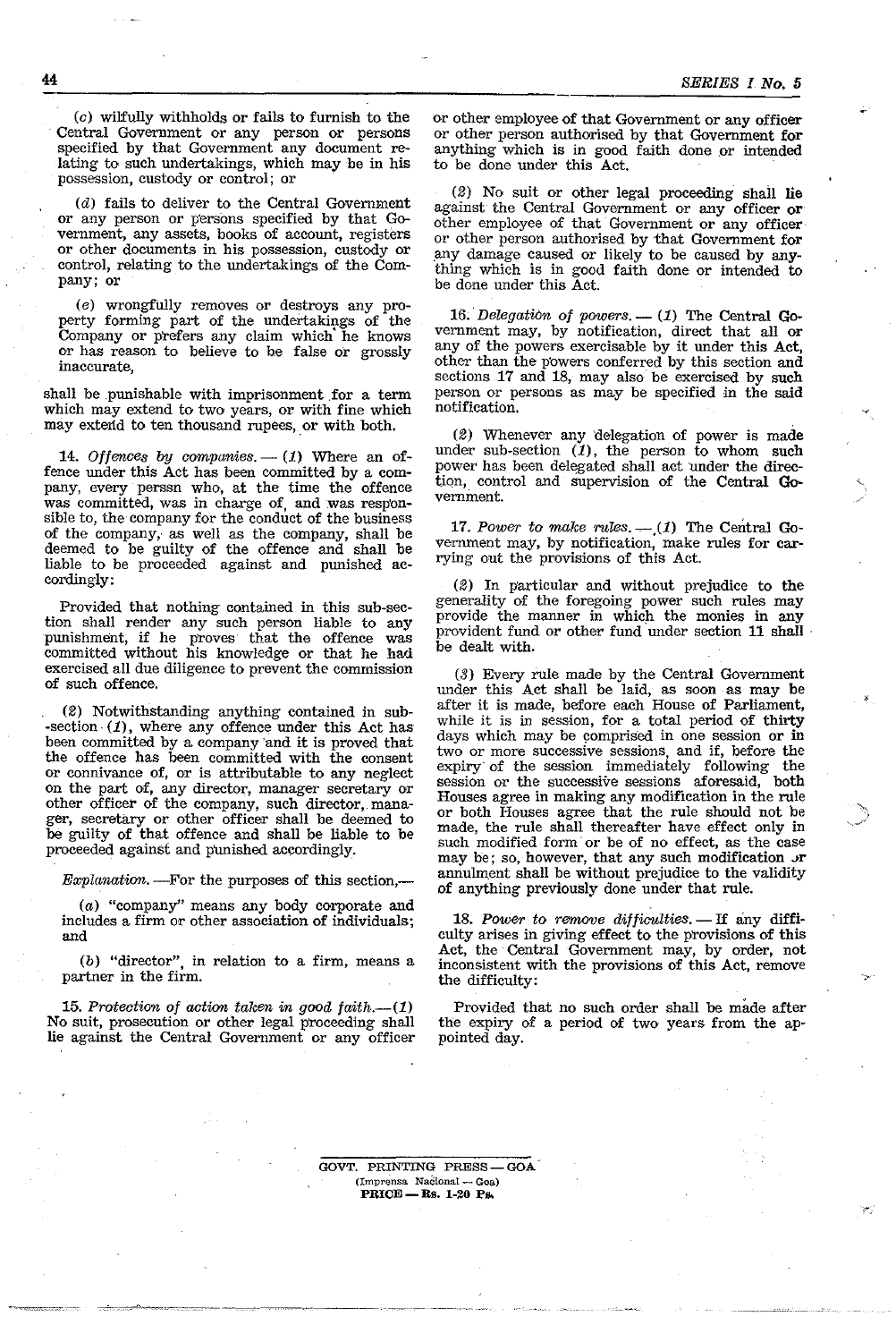(c) wilfully withholds or fails to furnish to the Central Government or any person or persons specified by that Government any document relating to such undertakings, which may be in his possession, custody or control; or

(d) fails to deliver to the Central Government or any person or persons specified by that Government, any assets, books of account, registers or other documents in his possession, custody or control, relating to the undertakings of the Company; or

(e) wrongfully removes or destroys any property forming part of the undertakings of the Company or prefers any claim which he knows or has reason to believe to be false or grossly inaccurate,

shall be punishable with imprisonment for a term which may extend to two years, or with fine which may extend to ten thousand rupees, or with both.

14. *Offences by companies.* — (1) Where an offence under this Act has been committed by a company, every perssn who, at the time the offence was committed, was in charge of, and was responsible to, the company for the conduct of the business of the company, as well as the company, shall be deemed to be guilty of the offence and shall be liable to be proceeded against and punished accordingly:

Provided that nothing contained in this sub-section shall render any such person liable to any punishment, if he proves that the offence was committed without his knowledge or that he had exercised all due diligence to prevent the commission of such offence.

(2) Notwithstanding anything contained in sub-section (1), where any offence under this Act has been committed by a company and it is proved that the offence has been committed with the consent or connivance of, or is attributable to any neglect on the part of, any director, manager secretary or other officer of the company, such director, manager, secretary or other officer shall be deemed to be guilty of that offence and shall be liable to be proceeded against and punished accordingly.

*Explanation.* —For the purposes of this section,—

(a) "company" means any body corporate and includes a firm or other association of individuals; and

(b) "director", in relation to a firm, means a partner in the firm.

15. *Protection of action taken in good faith.*—(1) No suit, prosecution or other legal proceeding shall lie against the Central Government or any officer or other employee of that Government or any officer or other person authorised by that Government for anything which is in good faith done or intended to be done under this Act.

(2) No suit or other legal proceeding shall lie against the Central Government or any officer or other employee of that Government or any officer or other person authorised by that Government for any damage caused or likely to be caused by anything which is in good faith done or intended to be done under this Act.

16. *Delegation of powers.* — (1) The Central Government may, by notification, direct that all or any of the powers exercisable by it under this Act, other than the powers conferred by this section and sections 17 and 18, may also be exercised by such person or persons as may be specified in the said notification.

(2) Whenever any delegation of power is made under sub-section (1), the person to whom such power has been delegated shall act under the direction, control and supervision of the Central Government.

17. *Power to make rules.* — (1) The Central Government may, by notification, make rules for carrying out the provisions of this Act.

(2) In particular and without prejudice to the generality of the foregoing power such rules may provide the manner in which the monies in any provident fund or other fund under section 11 shall be dealt with.

(3) Every rule made by the Central Government under this Act shall be laid, as soon as may be after it is made, before each House of Parliament, while it is in session, for a total period of thirty days which may be comprised in one session or in two or more successive sessions, and if, before the expiry of the session immediately following the session or the successive sessions aforesaid, both Houses agree in making any modification in the rule or both Houses agree that the rule should not be made, the rule shall thereafter have effect only in such modified form or be of no effect, as the case may be; so, however, that any such modification or annulment shall be without prejudice to the validity of anything previously done under that rule.

18. *Power to remove difficulties.* — If any difficulty arises in giving effect to the provisions of this Act, the Central Government may, by order, not inconsistent with the provisions of this Act, remove the difficulty:

Provided that no such order shall be made after the expiry of a period of two years from the appointed day.

GOVT. PRINTING PRESS — GOA
(Imprensa Nacional — Goa)
**PRICE — Rs. 1-20 Ps.**